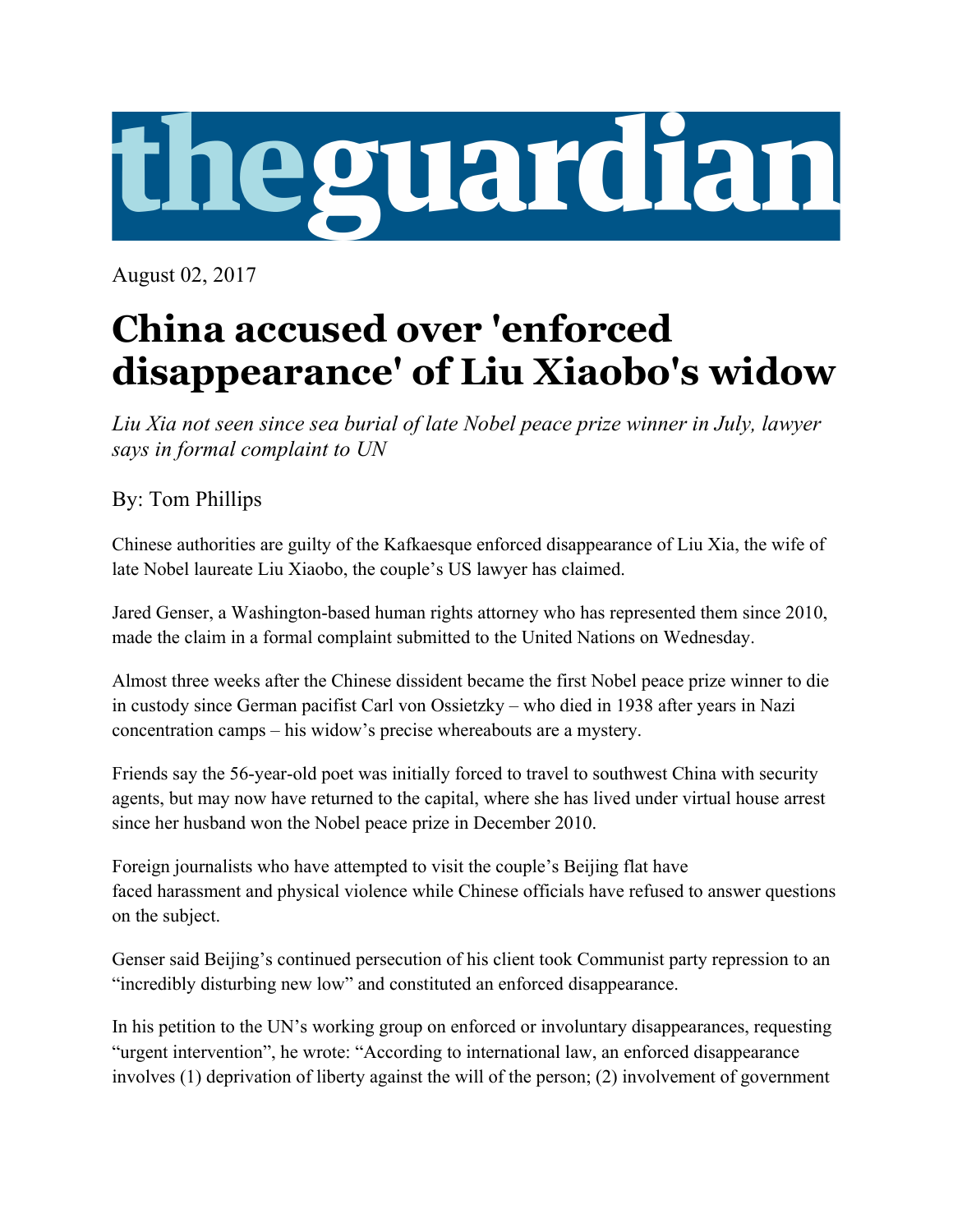the guardian

August 02, 2017

# China accused over 'enforced disappearance' of Liu Xiaobo's widow

*Liu Xia not seen since sea burial of late Nobel peace prize winner in July, lawyer says in formal complaint to UN*

By: Tom Phillips

Chinese authorities are guilty of the Kafkaesque enforced disappearance of Liu Xia, the wife of late Nobel laureate Liu Xiaobo, the couple's US lawyer has claimed.

Jared Genser, a Washington-based human rights attorney who has represented them since 2010, made the claim in a formal complaint submitted to the United Nations on Wednesday.

Almost three weeks after the Chinese dissident became the first Nobel peace prize winner to die in custody since German pacifist Carl von Ossietzky – who died in 1938 after years in Nazi concentration camps – his widow's precise whereabouts are a mystery.

Friends say the 56-year-old poet was initially forced to travel to southwest China with security agents, but may now have returned to the capital, where she has lived under virtual house arrest since her husband won the Nobel peace prize in December 2010.

Foreign journalists who have attempted to visit the couple's Beijing flat have faced harassment and physical violence while Chinese officials have refused to answer questions on the subject.

Genser said Beijing's continued persecution of his client took Communist party repression to an "incredibly disturbing new low" and constituted an enforced disappearance.

In his petition to the UN's working group on enforced or involuntary disappearances, requesting "urgent intervention", he wrote: "According to international law, an enforced disappearance involves (1) deprivation of liberty against the will of the person; (2) involvement of government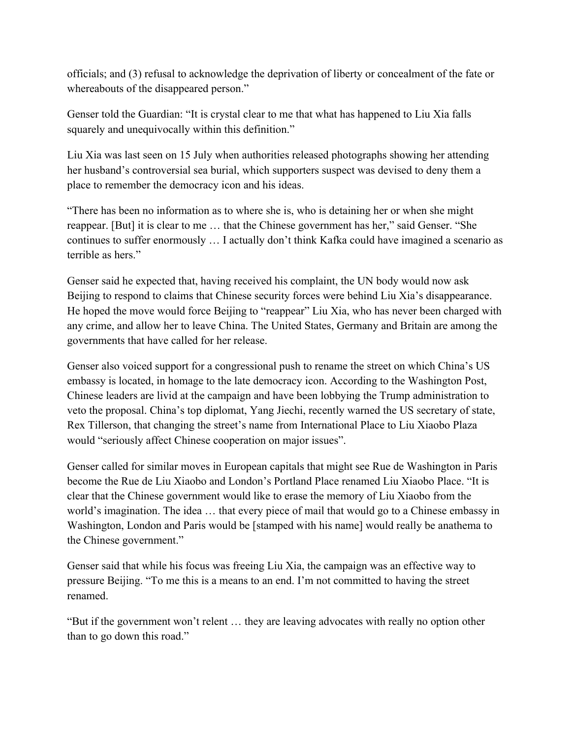officials; and (3) refusal to acknowledge the deprivation of liberty or concealment of the fate or whereabouts of the disappeared person."

Genser told the Guardian: "It is crystal clear to me that what has happened to Liu Xia falls squarely and unequivocally within this definition."

Liu Xia was last seen on 15 July when authorities released photographs showing her attending her husband's controversial sea burial, which supporters suspect was devised to deny them a place to remember the democracy icon and his ideas.

"There has been no information as to where she is, who is detaining her or when she might reappear. [But] it is clear to me … that the Chinese government has her," said Genser. "She continues to suffer enormously … I actually don't think Kafka could have imagined a scenario as terrible as hers."

Genser said he expected that, having received his complaint, the UN body would now ask Beijing to respond to claims that Chinese security forces were behind Liu Xia's disappearance. He hoped the move would force Beijing to "reappear" Liu Xia, who has never been charged with any crime, and allow her to leave China. The United States, Germany and Britain are among the governments that have called for her release.

Genser also voiced support for a congressional push to rename the street on which China's US embassy is located, in homage to the late democracy icon. According to the Washington Post, Chinese leaders are livid at the campaign and have been lobbying the Trump administration to veto the proposal. China's top diplomat, Yang Jiechi, recently warned the US secretary of state, Rex Tillerson, that changing the street's name from International Place to Liu Xiaobo Plaza would "seriously affect Chinese cooperation on major issues".

Genser called for similar moves in European capitals that might see Rue de Washington in Paris become the Rue de Liu Xiaobo and London's Portland Place renamed Liu Xiaobo Place. "It is clear that the Chinese government would like to erase the memory of Liu Xiaobo from the world's imagination. The idea … that every piece of mail that would go to a Chinese embassy in Washington, London and Paris would be [stamped with his name] would really be anathema to the Chinese government."

Genser said that while his focus was freeing Liu Xia, the campaign was an effective way to pressure Beijing. "To me this is a means to an end. I'm not committed to having the street renamed.

"But if the government won't relent … they are leaving advocates with really no option other than to go down this road."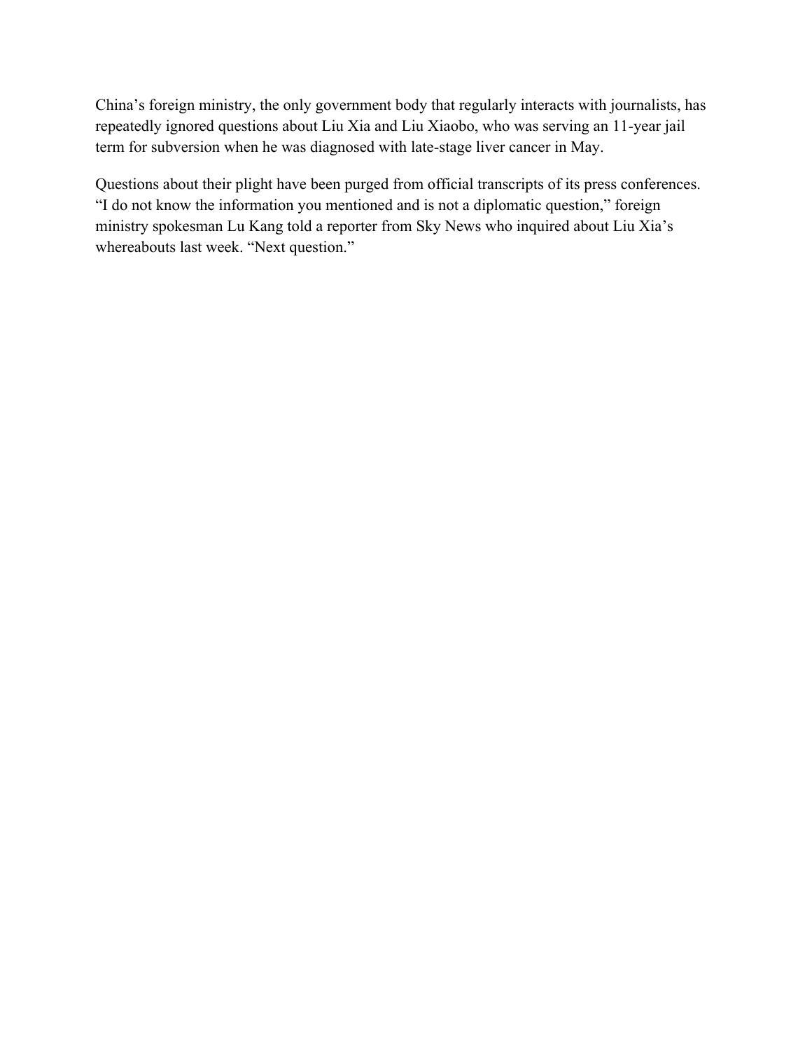China's foreign ministry, the only government body that regularly interacts with journalists, has repeatedly ignored questions about Liu Xia and Liu Xiaobo, who was serving an 11-year jail term for subversion when he was diagnosed with late-stage liver cancer in May.

Questions about their plight have been purged from official transcripts of its press conferences. "I do not know the information you mentioned and is not a diplomatic question," foreign ministry spokesman Lu Kang told a reporter from Sky News who inquired about Liu Xia's whereabouts last week. "Next question."